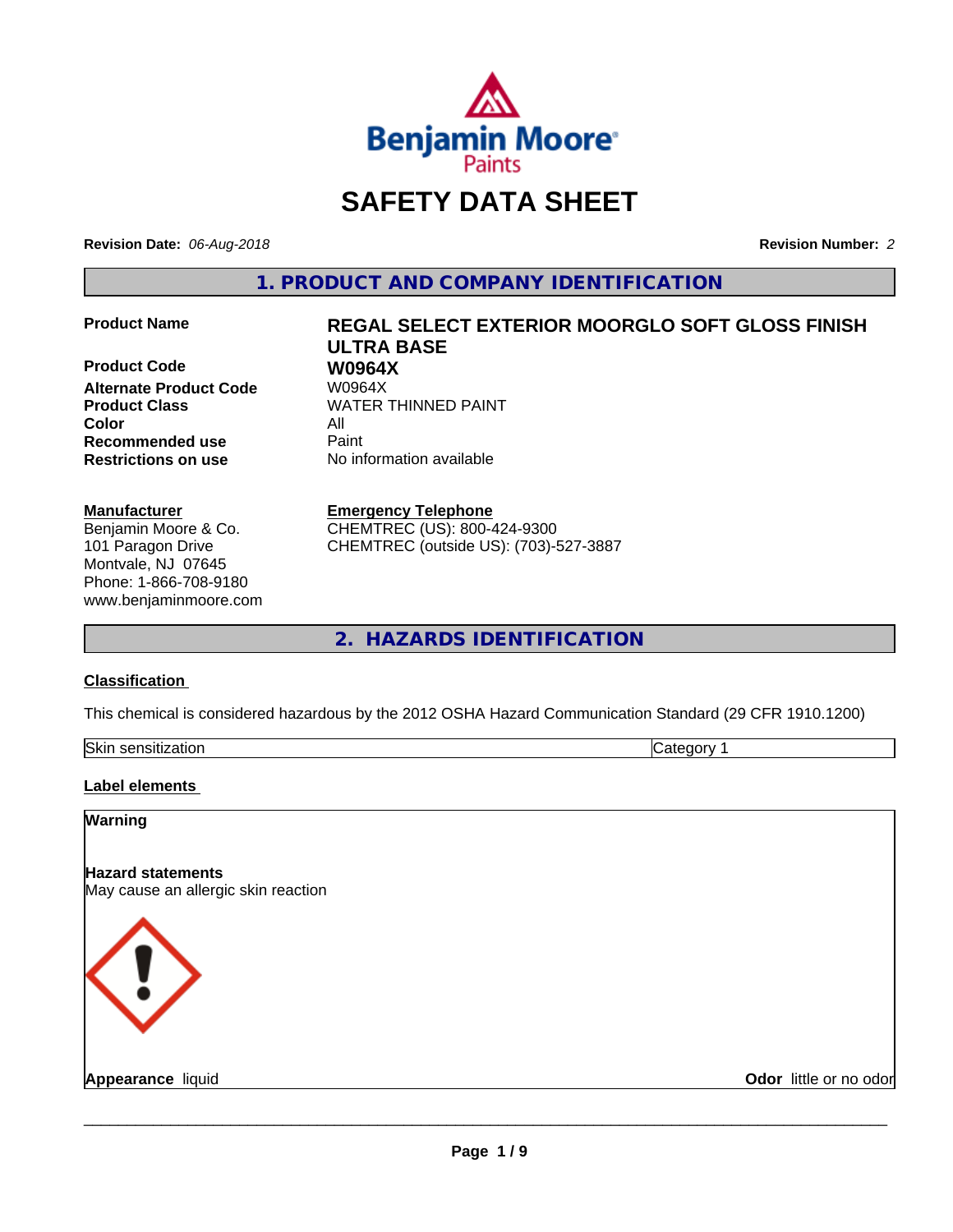# SAFETY DATA SHEET

**Revision Date:** *06-Aug-2018*

**Revision Number:** *2*

## 1. PRODUCT AND COMPANY IDENTIFICATION

| | |
|---|---|
| **Product Name** | **REGAL SELECT EXTERIOR MOORGLO SOFT GLOSS FINISH ULTRA BASE** |
| **Product Code** | **W0964X** |
| **Alternate Product Code** | W0964X |
| **Product Class** | WATER THINNED PAINT |
| **Color** | All |
| **Recommended use** | Paint |
| **Restrictions on use** | No information available |

**Manufacturer**
Benjamin Moore & Co.
101 Paragon Drive
Montvale, NJ 07645
Phone: 1-866-708-9180
www.benjaminmoore.com

**Emergency Telephone**
CHEMTREC (US): 800-424-9300
CHEMTREC (outside US): (703)-527-3887

## 2. HAZARDS IDENTIFICATION

**Classification**

This chemical is considered hazardous by the 2012 OSHA Hazard Communication Standard (29 CFR 1910.1200)

| Skin sensitization | Category 1 |
|---|---|

**Label elements**

**Warning**

**Hazard statements**
May cause an allergic skin reaction

**Appearance** liquid

**Odor** little or no odor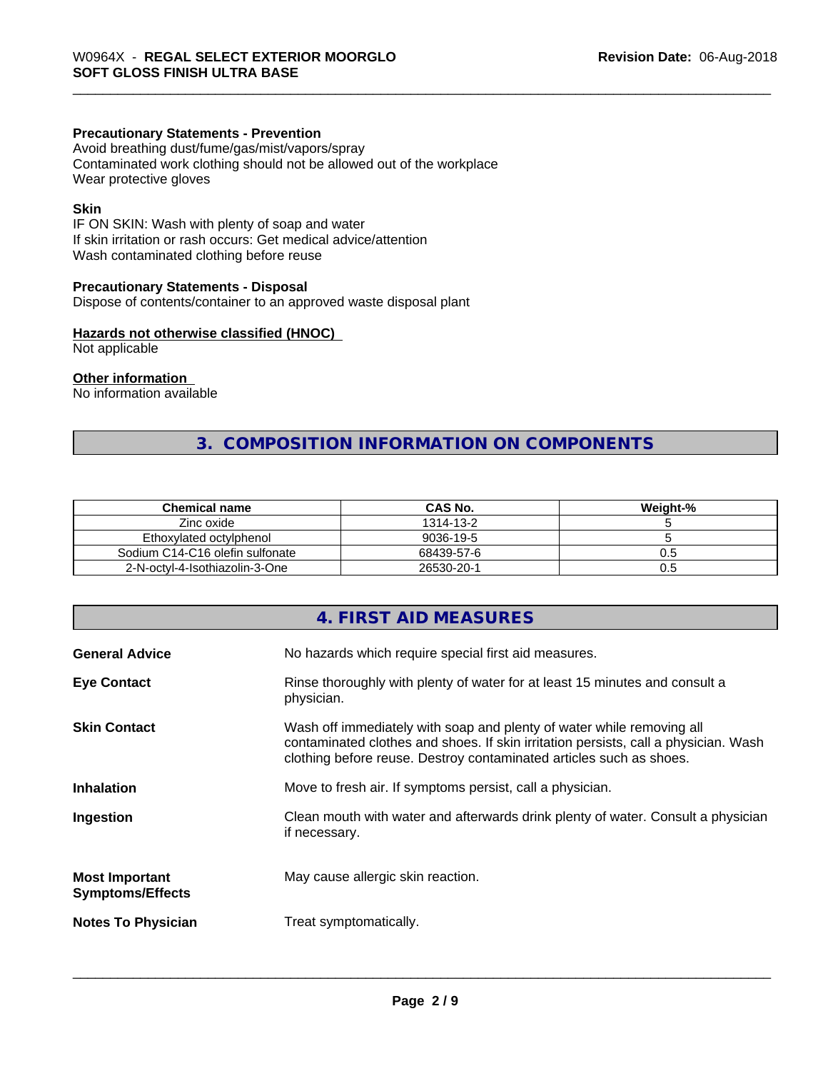**Precautionary Statements - Prevention**
Avoid breathing dust/fume/gas/mist/vapors/spray
Contaminated work clothing should not be allowed out of the workplace
Wear protective gloves

**Skin**
IF ON SKIN: Wash with plenty of soap and water
If skin irritation or rash occurs: Get medical advice/attention
Wash contaminated clothing before reuse

**Precautionary Statements - Disposal**
Dispose of contents/container to an approved waste disposal plant

**Hazards not otherwise classified (HNOC)**
Not applicable

**Other information**
No information available

## 3. COMPOSITION INFORMATION ON COMPONENTS

| Chemical name | CAS No. | Weight-% |
|---|---|---|
| Zinc oxide | 1314-13-2 | 5 |
| Ethoxylated octylphenol | 9036-19-5 | 5 |
| Sodium C14-C16 olefin sulfonate | 68439-57-6 | 0.5 |
| 2-N-octyl-4-Isothiazolin-3-One | 26530-20-1 | 0.5 |

## 4. FIRST AID MEASURES

**General Advice** No hazards which require special first aid measures.

**Eye Contact** Rinse thoroughly with plenty of water for at least 15 minutes and consult a physician.

**Skin Contact** Wash off immediately with soap and plenty of water while removing all contaminated clothes and shoes. If skin irritation persists, call a physician. Wash clothing before reuse. Destroy contaminated articles such as shoes.

**Inhalation** Move to fresh air. If symptoms persist, call a physician.

**Ingestion** Clean mouth with water and afterwards drink plenty of water. Consult a physician if necessary.

**Most Important Symptoms/Effects** May cause allergic skin reaction.

**Notes To Physician** Treat symptomatically.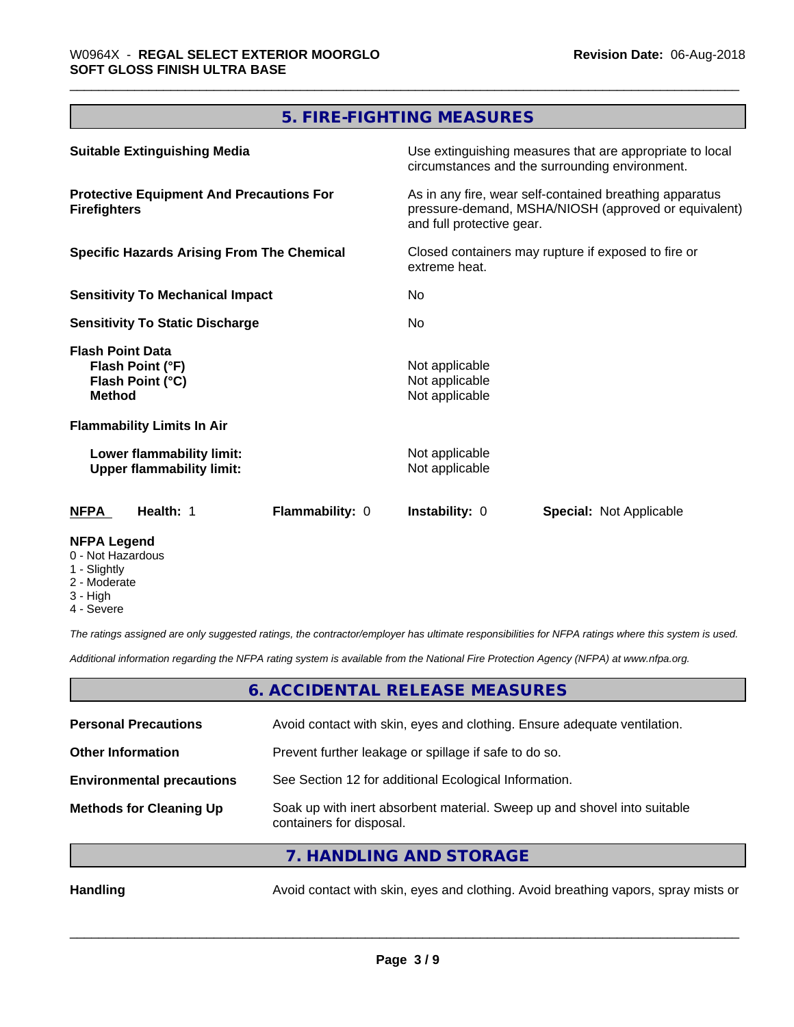## 5. FIRE-FIGHTING MEASURES

| | |
|---|---|
| **Suitable Extinguishing Media** | Use extinguishing measures that are appropriate to local circumstances and the surrounding environment. |
| **Protective Equipment And Precautions For Firefighters** | As in any fire, wear self-contained breathing apparatus pressure-demand, MSHA/NIOSH (approved or equivalent) and full protective gear. |
| **Specific Hazards Arising From The Chemical** | Closed containers may rupture if exposed to fire or extreme heat. |
| **Sensitivity To Mechanical Impact** | No |
| **Sensitivity To Static Discharge** | No |
| **Flash Point Data** | |
| **Flash Point (°F)** | Not applicable |
| **Flash Point (°C)** | Not applicable |
| **Method** | Not applicable |
| **Flammability Limits In Air** | |
| **Lower flammability limit:** | Not applicable |
| **Upper flammability limit:** | Not applicable |

| NFPA | Health: 1 | Flammability: 0 | Instability: 0 | Special: Not Applicable |
|---|---|---|---|---|

**NFPA Legend**
- 0 - Not Hazardous
- 1 - Slightly
- 2 - Moderate
- 3 - High
- 4 - Severe

*The ratings assigned are only suggested ratings, the contractor/employer has ultimate responsibilities for NFPA ratings where this system is used.*

*Additional information regarding the NFPA rating system is available from the National Fire Protection Agency (NFPA) at www.nfpa.org.*

## 6. ACCIDENTAL RELEASE MEASURES

| | |
|---|---|
| **Personal Precautions** | Avoid contact with skin, eyes and clothing. Ensure adequate ventilation. |
| **Other Information** | Prevent further leakage or spillage if safe to do so. |
| **Environmental precautions** | See Section 12 for additional Ecological Information. |
| **Methods for Cleaning Up** | Soak up with inert absorbent material. Sweep up and shovel into suitable containers for disposal. |

## 7. HANDLING AND STORAGE

| | |
|---|---|
| **Handling** | Avoid contact with skin, eyes and clothing. Avoid breathing vapors, spray mists or |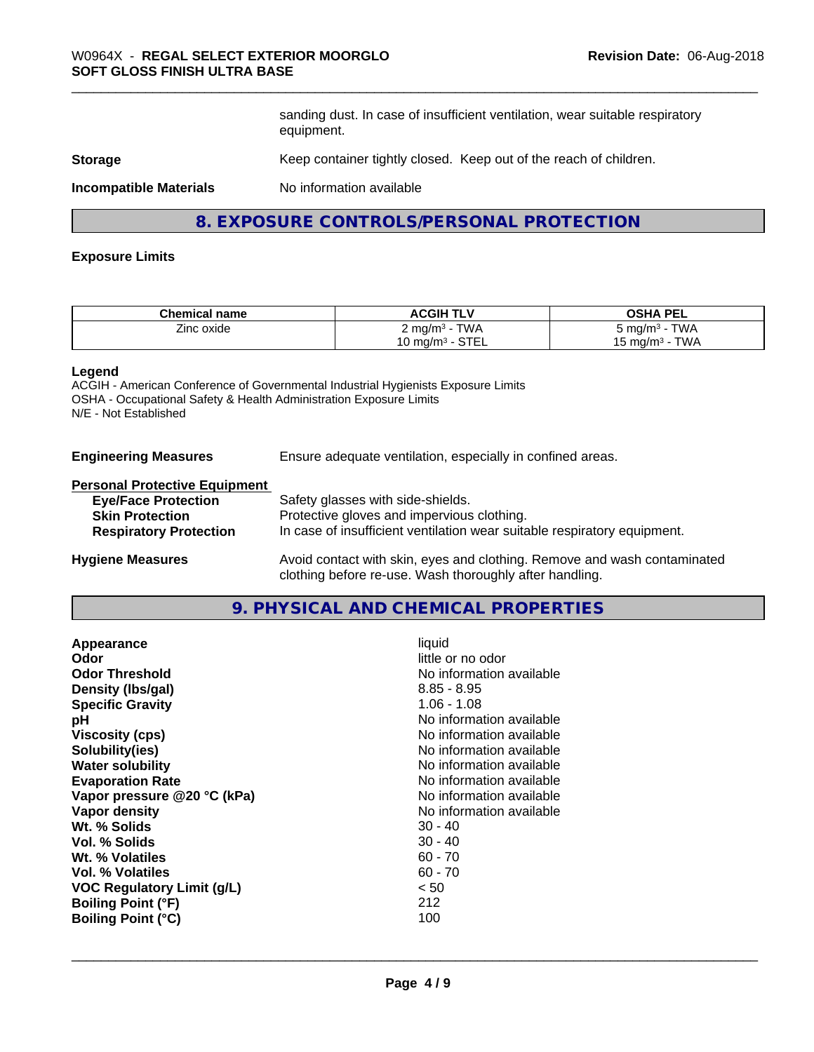|  | sanding dust. In case of insufficient ventilation, wear suitable respiratory equipment. |
|---|---|
| **Storage** | Keep container tightly closed. Keep out of the reach of children. |
| **Incompatible Materials** | No information available |

## 8. EXPOSURE CONTROLS/PERSONAL PROTECTION

**Exposure Limits**

| Chemical name | ACGIH TLV | OSHA PEL |
|---|---|---|
| Zinc oxide | 2 mg/m³ - TWA<br>10 mg/m³ - STEL | 5 mg/m³ - TWA<br>15 mg/m³ - TWA |

**Legend**
ACGIH - American Conference of Governmental Industrial Hygienists Exposure Limits
OSHA - Occupational Safety & Health Administration Exposure Limits
N/E - Not Established

**Engineering Measures** Ensure adequate ventilation, especially in confined areas.

**Personal Protective Equipment**

| | |
|---|---|
| **Eye/Face Protection** | Safety glasses with side-shields. |
| **Skin Protection** | Protective gloves and impervious clothing. |
| **Respiratory Protection** | In case of insufficient ventilation wear suitable respiratory equipment. |

**Hygiene Measures** Avoid contact with skin, eyes and clothing. Remove and wash contaminated clothing before re-use. Wash thoroughly after handling.

## 9. PHYSICAL AND CHEMICAL PROPERTIES

| | |
|---|---|
| **Appearance** | liquid |
| **Odor** | little or no odor |
| **Odor Threshold** | No information available |
| **Density (lbs/gal)** | 8.85 - 8.95 |
| **Specific Gravity** | 1.06 - 1.08 |
| **pH** | No information available |
| **Viscosity (cps)** | No information available |
| **Solubility(ies)** | No information available |
| **Water solubility** | No information available |
| **Evaporation Rate** | No information available |
| **Vapor pressure @20 °C (kPa)** | No information available |
| **Vapor density** | No information available |
| **Wt. % Solids** | 30 - 40 |
| **Vol. % Solids** | 30 - 40 |
| **Wt. % Volatiles** | 60 - 70 |
| **Vol. % Volatiles** | 60 - 70 |
| **VOC Regulatory Limit (g/L)** | < 50 |
| **Boiling Point (°F)** | 212 |
| **Boiling Point (°C)** | 100 |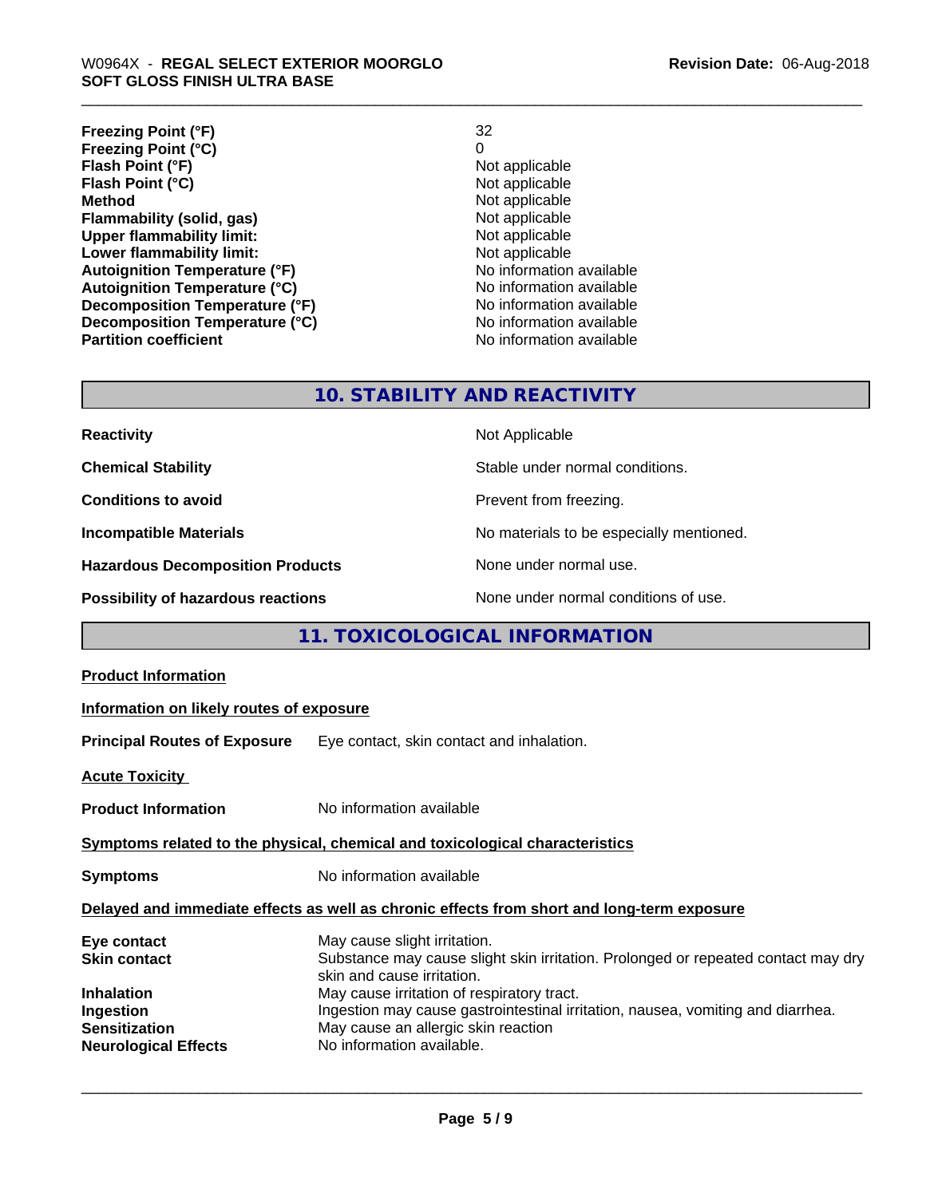| | |
|---|---|
| **Freezing Point (°F)** | 32 |
| **Freezing Point (°C)** | 0 |
| **Flash Point (°F)** | Not applicable |
| **Flash Point (°C)** | Not applicable |
| **Method** | Not applicable |
| **Flammability (solid, gas)** | Not applicable |
| **Upper flammability limit:** | Not applicable |
| **Lower flammability limit:** | Not applicable |
| **Autoignition Temperature (°F)** | No information available |
| **Autoignition Temperature (°C)** | No information available |
| **Decomposition Temperature (°F)** | No information available |
| **Decomposition Temperature (°C)** | No information available |
| **Partition coefficient** | No information available |

## 10. STABILITY AND REACTIVITY

| | |
|---|---|
| **Reactivity** | Not Applicable |
| **Chemical Stability** | Stable under normal conditions. |
| **Conditions to avoid** | Prevent from freezing. |
| **Incompatible Materials** | No materials to be especially mentioned. |
| **Hazardous Decomposition Products** | None under normal use. |
| **Possibility of hazardous reactions** | None under normal conditions of use. |

## 11. TOXICOLOGICAL INFORMATION

**Product Information**

**Information on likely routes of exposure**

**Principal Routes of Exposure** Eye contact, skin contact and inhalation.

**Acute Toxicity**

**Product Information** No information available

**Symptoms related to the physical, chemical and toxicological characteristics**

**Symptoms** No information available

**Delayed and immediate effects as well as chronic effects from short and long-term exposure**

| | |
|---|---|
| **Eye contact** | May cause slight irritation. |
| **Skin contact** | Substance may cause slight skin irritation. Prolonged or repeated contact may dry skin and cause irritation. |
| **Inhalation** | May cause irritation of respiratory tract. |
| **Ingestion** | Ingestion may cause gastrointestinal irritation, nausea, vomiting and diarrhea. |
| **Sensitization** | May cause an allergic skin reaction |
| **Neurological Effects** | No information available. |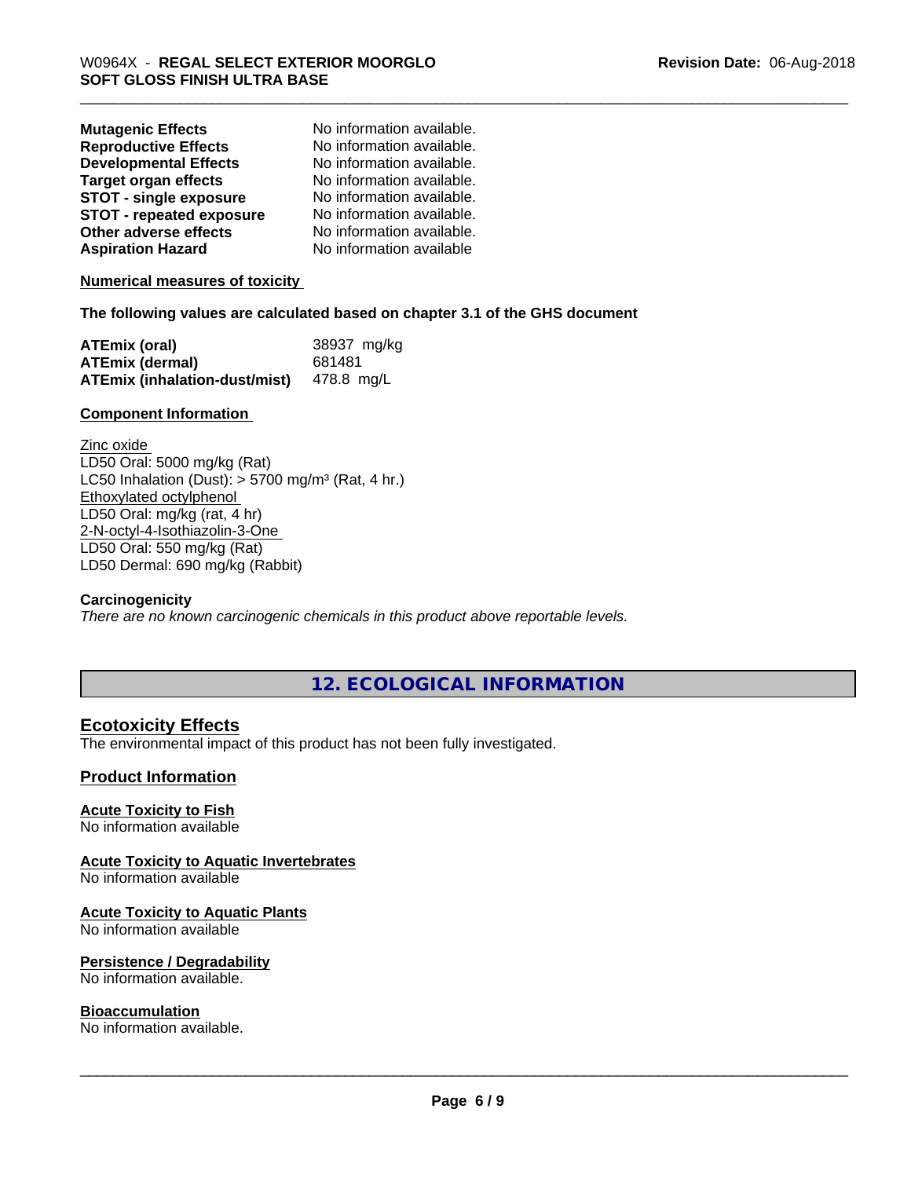| | |
|---|---|
| **Mutagenic Effects** | No information available. |
| **Reproductive Effects** | No information available. |
| **Developmental Effects** | No information available. |
| **Target organ effects** | No information available. |
| **STOT - single exposure** | No information available. |
| **STOT - repeated exposure** | No information available. |
| **Other adverse effects** | No information available. |
| **Aspiration Hazard** | No information available |

**Numerical measures of toxicity**

**The following values are calculated based on chapter 3.1 of the GHS document**

| | |
|---|---|
| **ATEmix (oral)** | 38937 mg/kg |
| **ATEmix (dermal)** | 681481 |
| **ATEmix (inhalation-dust/mist)** | 478.8 mg/L |

**Component Information**

Zinc oxide
LD50 Oral: 5000 mg/kg (Rat)
LC50 Inhalation (Dust): > 5700 mg/m³ (Rat, 4 hr.)
Ethoxylated octylphenol
LD50 Oral: mg/kg (rat, 4 hr)
2-N-octyl-4-Isothiazolin-3-One
LD50 Oral: 550 mg/kg (Rat)
LD50 Dermal: 690 mg/kg (Rabbit)

**Carcinogenicity**
*There are no known carcinogenic chemicals in this product above reportable levels.*

## 12. ECOLOGICAL INFORMATION

### Ecotoxicity Effects
The environmental impact of this product has not been fully investigated.

### Product Information

**Acute Toxicity to Fish**
No information available

**Acute Toxicity to Aquatic Invertebrates**
No information available

**Acute Toxicity to Aquatic Plants**
No information available

**Persistence / Degradability**
No information available.

**Bioaccumulation**
No information available.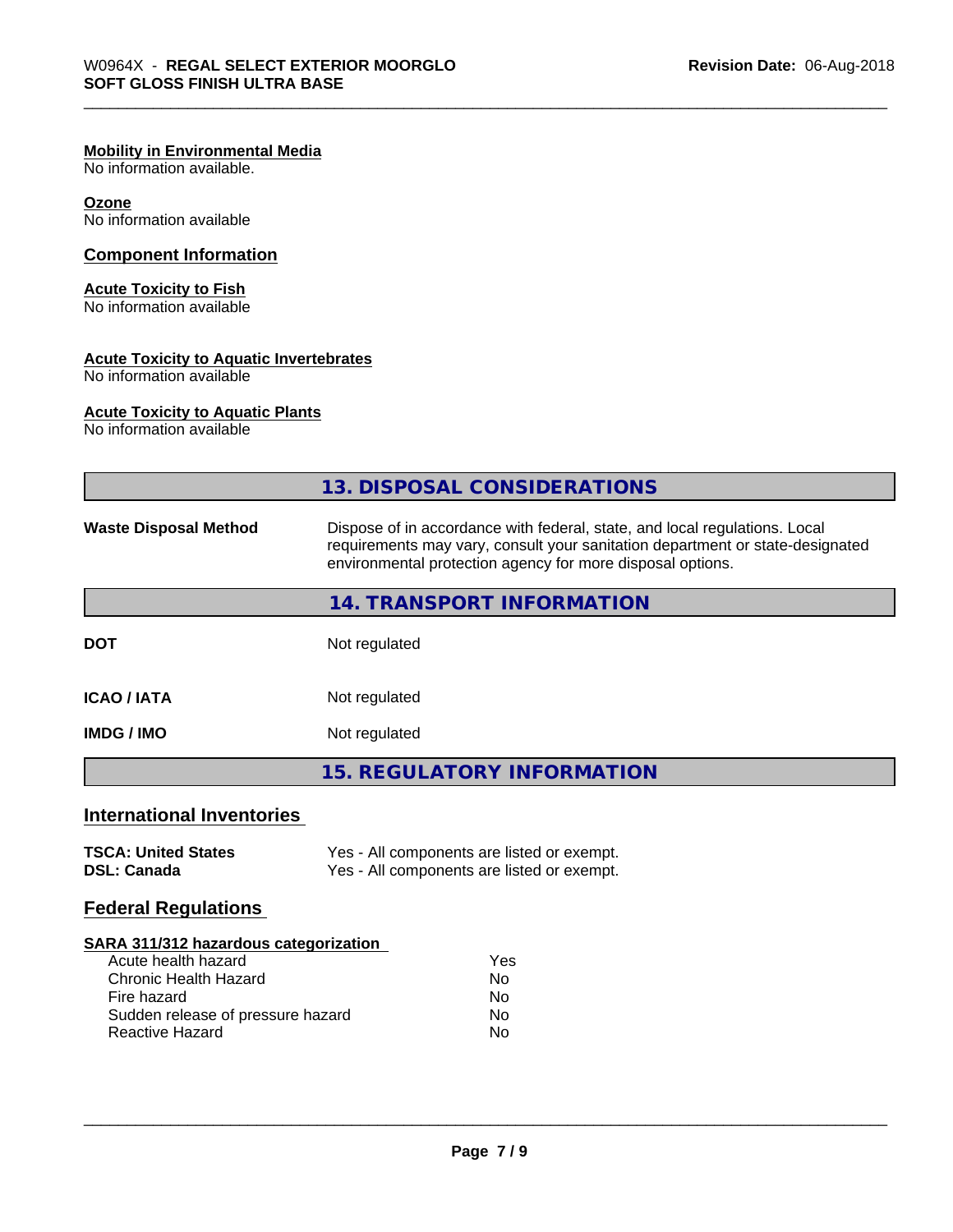**Mobility in Environmental Media**
No information available.

**Ozone**
No information available

## Component Information

**Acute Toxicity to Fish**
No information available

**Acute Toxicity to Aquatic Invertebrates**
No information available

**Acute Toxicity to Aquatic Plants**
No information available

## 13. DISPOSAL CONSIDERATIONS

| | |
|---|---|
| **Waste Disposal Method** | Dispose of in accordance with federal, state, and local regulations. Local requirements may vary, consult your sanitation department or state-designated environmental protection agency for more disposal options. |

## 14. TRANSPORT INFORMATION

| | |
|---|---|
| **DOT** | Not regulated |
| **ICAO / IATA** | Not regulated |
| **IMDG / IMO** | Not regulated |

## 15. REGULATORY INFORMATION

### International Inventories

| | |
|---|---|
| **TSCA: United States** | Yes - All components are listed or exempt. |
| **DSL: Canada** | Yes - All components are listed or exempt. |

### Federal Regulations

**SARA 311/312 hazardous categorization**

| | |
|---|---|
| Acute health hazard | Yes |
| Chronic Health Hazard | No |
| Fire hazard | No |
| Sudden release of pressure hazard | No |
| Reactive Hazard | No |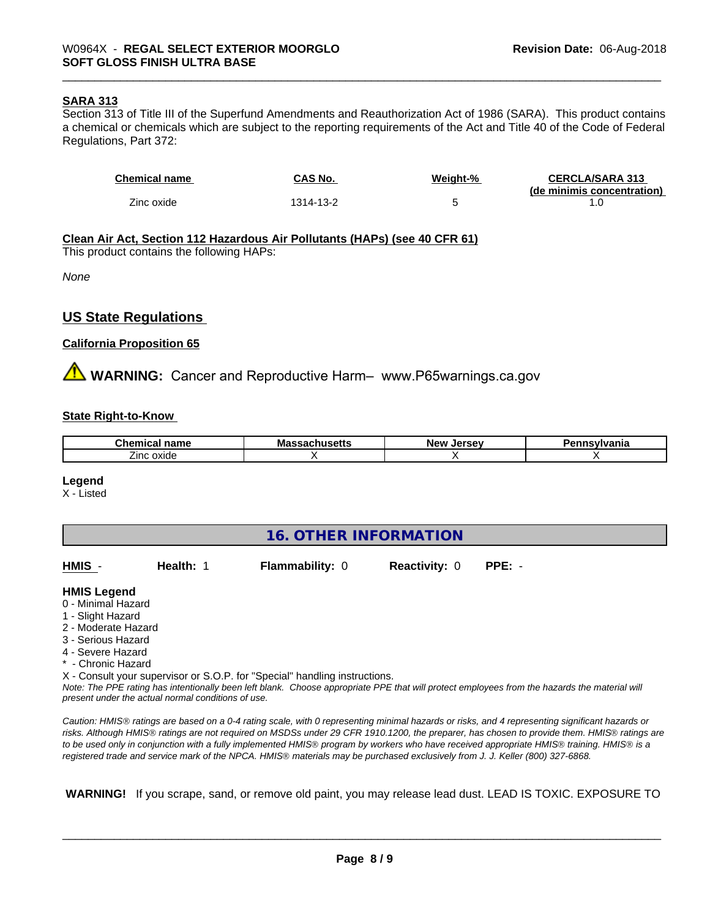**SARA 313**

Section 313 of Title III of the Superfund Amendments and Reauthorization Act of 1986 (SARA). This product contains a chemical or chemicals which are subject to the reporting requirements of the Act and Title 40 of the Code of Federal Regulations, Part 372:

| Chemical name | CAS No. | Weight-% | CERCLA/SARA 313 (de minimis concentration) |
|---|---|---|---|
| Zinc oxide | 1314-13-2 | 5 | 1.0 |

**Clean Air Act, Section 112 Hazardous Air Pollutants (HAPs) (see 40 CFR 61)**

This product contains the following HAPs:

*None*

## US State Regulations

**California Proposition 65**

**WARNING:** Cancer and Reproductive Harm– www.P65warnings.ca.gov

**State Right-to-Know**

| Chemical name | Massachusetts | New Jersey | Pennsylvania |
|---|---|---|---|
| Zinc oxide | X | X | X |

**Legend**

X - Listed

## 16. OTHER INFORMATION

**HMIS** - **Health:** 1 **Flammability:** 0 **Reactivity:** 0 **PPE:** -

**HMIS Legend**

0 - Minimal Hazard
1 - Slight Hazard
2 - Moderate Hazard
3 - Serious Hazard
4 - Severe Hazard
* - Chronic Hazard
X - Consult your supervisor or S.O.P. for "Special" handling instructions.

*Note: The PPE rating has intentionally been left blank. Choose appropriate PPE that will protect employees from the hazards the material will present under the actual normal conditions of use.*

*Caution: HMIS® ratings are based on a 0-4 rating scale, with 0 representing minimal hazards or risks, and 4 representing significant hazards or risks. Although HMIS® ratings are not required on MSDSs under 29 CFR 1910.1200, the preparer, has chosen to provide them. HMIS® ratings are to be used only in conjunction with a fully implemented HMIS® program by workers who have received appropriate HMIS® training. HMIS® is a registered trade and service mark of the NPCA. HMIS® materials may be purchased exclusively from J. J. Keller (800) 327-6868.*

**WARNING!** If you scrape, sand, or remove old paint, you may release lead dust. LEAD IS TOXIC. EXPOSURE TO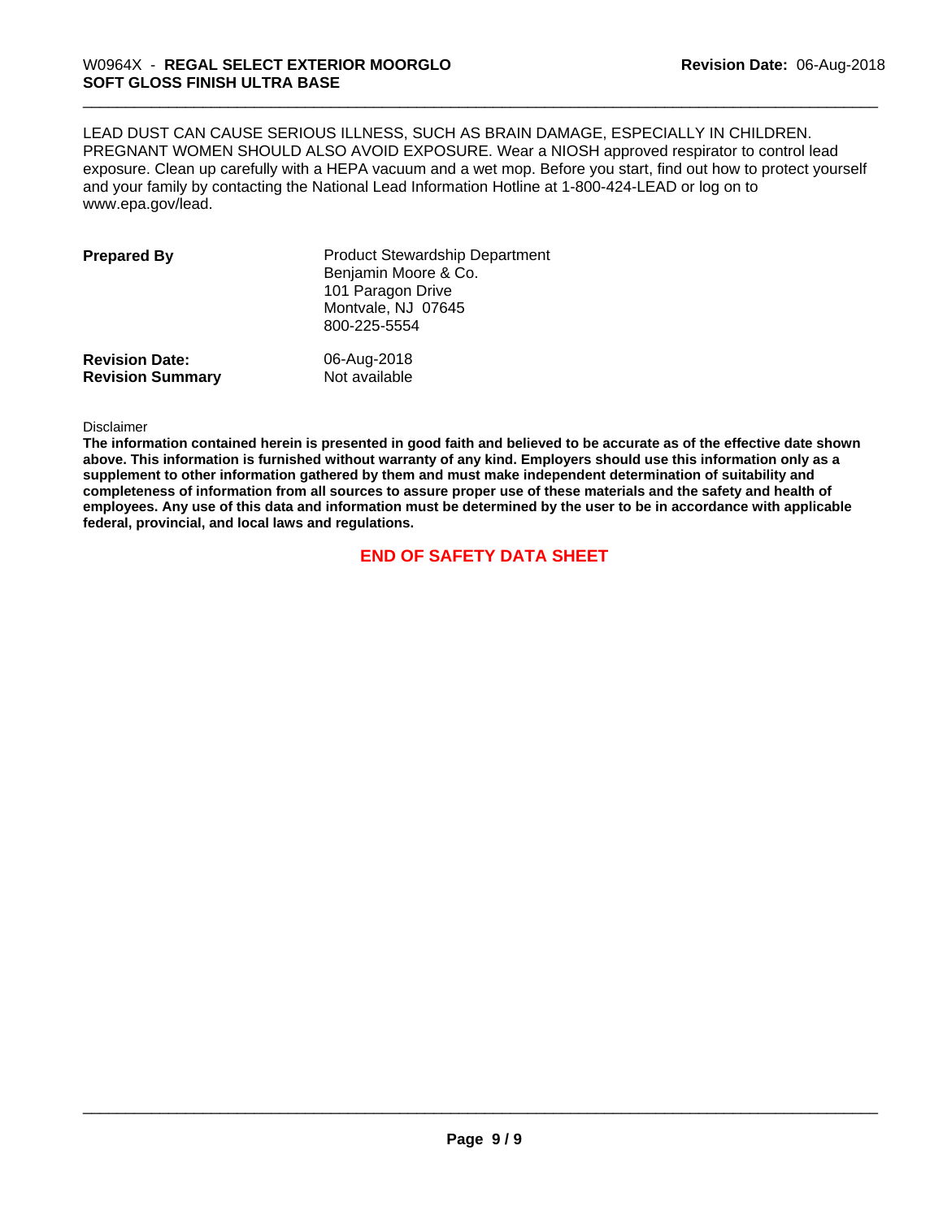LEAD DUST CAN CAUSE SERIOUS ILLNESS, SUCH AS BRAIN DAMAGE, ESPECIALLY IN CHILDREN. PREGNANT WOMEN SHOULD ALSO AVOID EXPOSURE. Wear a NIOSH approved respirator to control lead exposure. Clean up carefully with a HEPA vacuum and a wet mop. Before you start, find out how to protect yourself and your family by contacting the National Lead Information Hotline at 1-800-424-LEAD or log on to www.epa.gov/lead.

| | |
|---|---|
| **Prepared By** | Product Stewardship Department<br>Benjamin Moore & Co.<br>101 Paragon Drive<br>Montvale, NJ 07645<br>800-225-5554 |
| **Revision Date:** | 06-Aug-2018 |
| **Revision Summary** | Not available |

Disclaimer

**The information contained herein is presented in good faith and believed to be accurate as of the effective date shown above. This information is furnished without warranty of any kind. Employers should use this information only as a supplement to other information gathered by them and must make independent determination of suitability and completeness of information from all sources to assure proper use of these materials and the safety and health of employees. Any use of this data and information must be determined by the user to be in accordance with applicable federal, provincial, and local laws and regulations.**

**END OF SAFETY DATA SHEET**